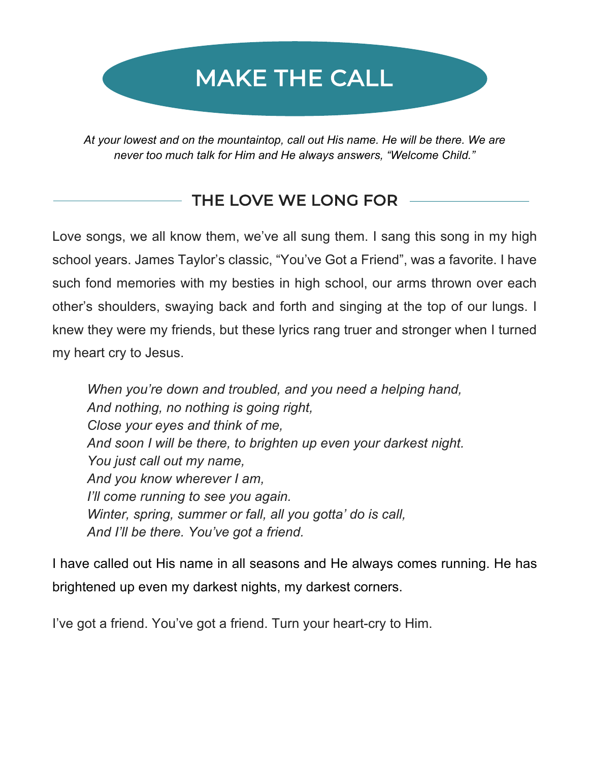# MAKE THE CALL

*At your lowest and on the mountaintop, call out His name. He will be there. We are never too much talk for Him and He always answers, "Welcome Child."*

## THE LOVE WE LONG FOR

Love songs, we all know them, we've all sung them. I sang this song in my high school years. James Taylor's classic, "You've Got a Friend", was a favorite. I have such fond memories with my besties in high school, our arms thrown over each other's shoulders, swaying back and forth and singing at the top of our lungs. I knew they were my friends, but these lyrics rang truer and stronger when I turned my heart cry to Jesus.

> *When you're down and troubled, and you need a helping hand,*
> *And nothing, no nothing is going right,*
> *Close your eyes and think of me,*
> *And soon I will be there, to brighten up even your darkest night.*
> *You just call out my name,*
> *And you know wherever I am,*
> *I'll come running to see you again.*
> *Winter, spring, summer or fall, all you gotta' do is call,*
> *And I'll be there. You've got a friend.*

I have called out His name in all seasons and He always comes running. He has brightened up even my darkest nights, my darkest corners.

I've got a friend. You've got a friend. Turn your heart-cry to Him.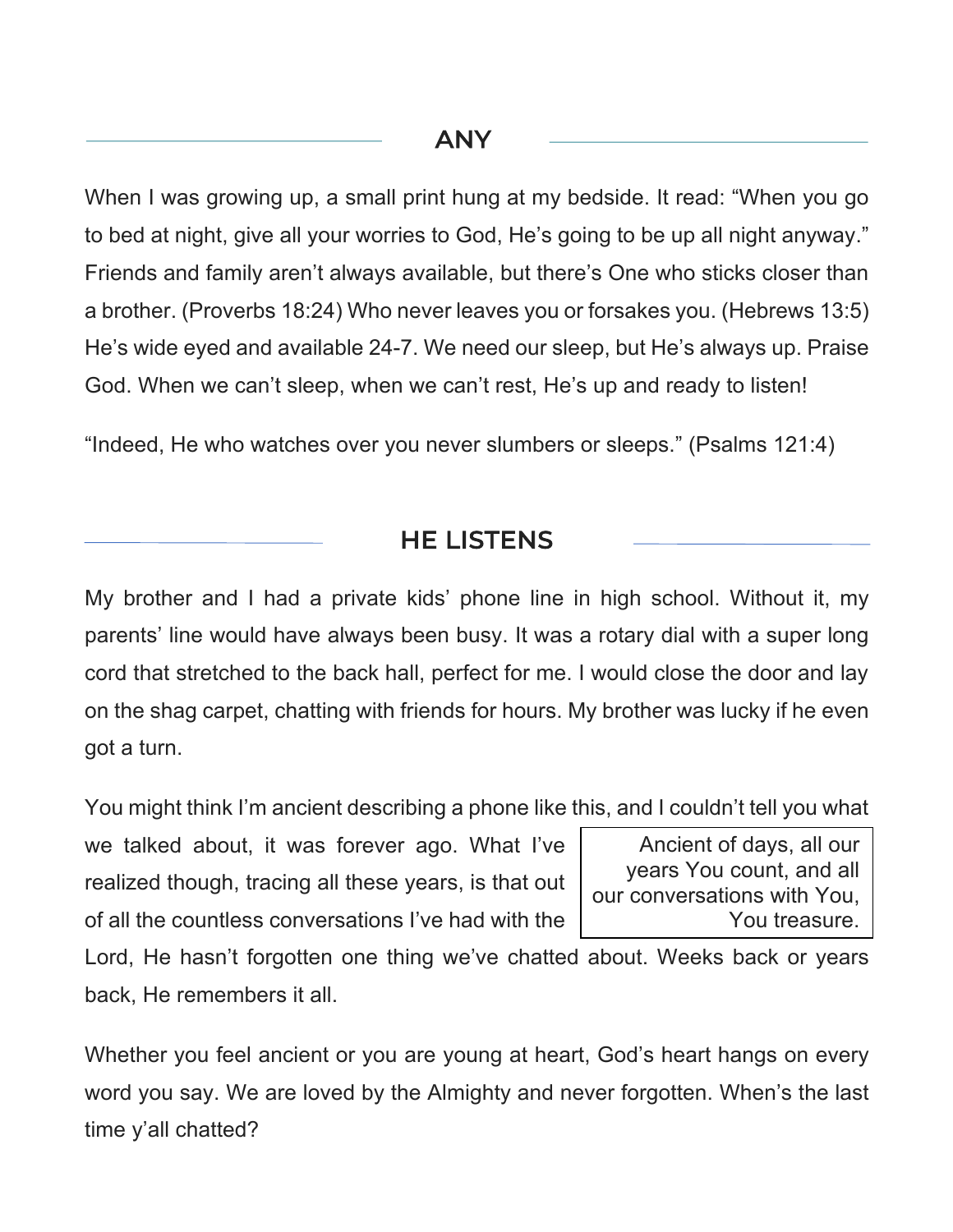## ANY

When I was growing up, a small print hung at my bedside. It read: “When you go to bed at night, give all your worries to God, He’s going to be up all night anyway.” Friends and family aren’t always available, but there’s One who sticks closer than a brother. (Proverbs 18:24) Who never leaves you or forsakes you. (Hebrews 13:5) He’s wide eyed and available 24-7. We need our sleep, but He’s always up. Praise God. When we can’t sleep, when we can’t rest, He’s up and ready to listen!

“Indeed, He who watches over you never slumbers or sleeps.” (Psalms 121:4)

## HE LISTENS

My brother and I had a private kids’ phone line in high school. Without it, my parents’ line would have always been busy. It was a rotary dial with a super long cord that stretched to the back hall, perfect for me. I would close the door and lay on the shag carpet, chatting with friends for hours. My brother was lucky if he even got a turn.

You might think I’m ancient describing a phone like this, and I couldn’t tell you what we talked about, it was forever ago. What I’ve realized though, tracing all these years, is that out of all the countless conversations I’ve had with the Lord, He hasn’t forgotten one thing we’ve chatted about. Weeks back or years back, He remembers it all.

> Ancient of days, all our years You count, and all our conversations with You, You treasure.

Whether you feel ancient or you are young at heart, God’s heart hangs on every word you say. We are loved by the Almighty and never forgotten. When’s the last time y’all chatted?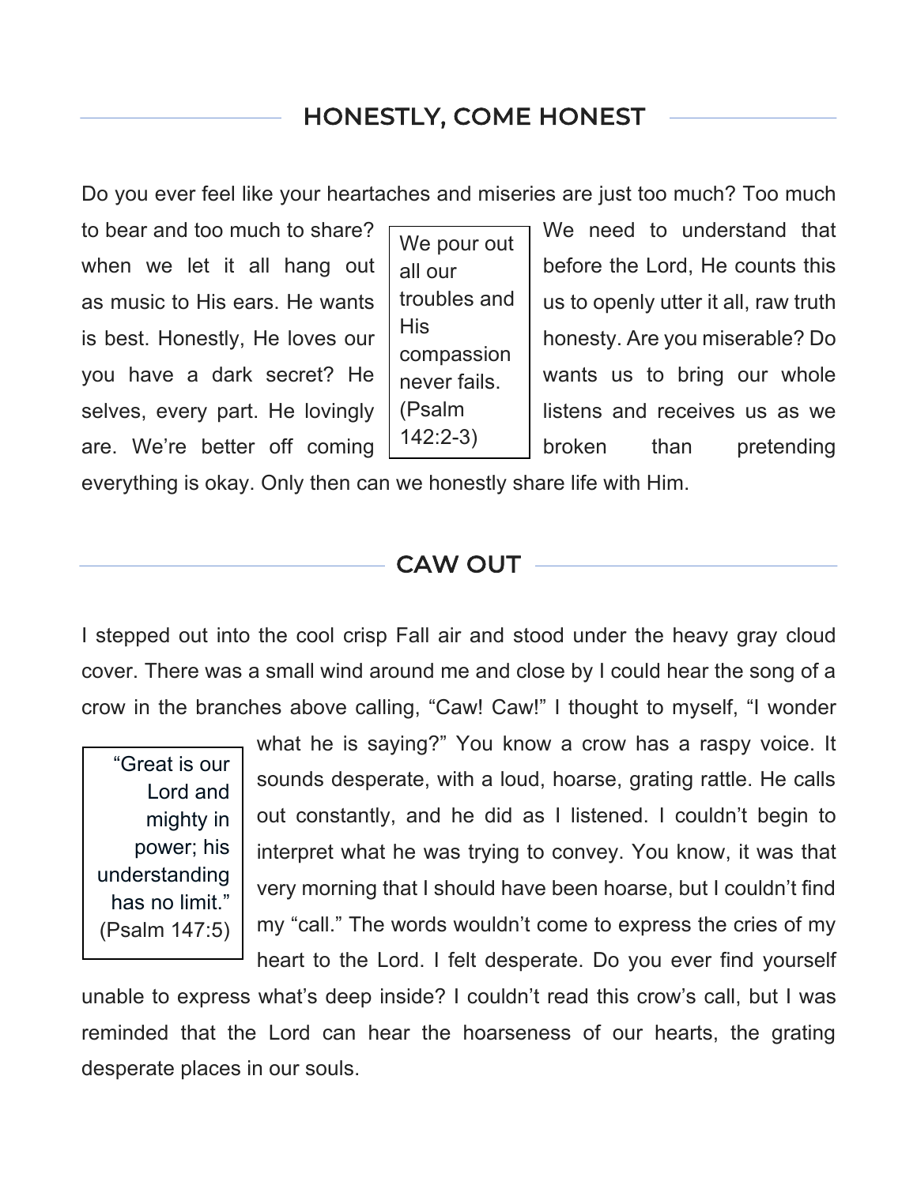## HONESTLY, COME HONEST

Do you ever feel like your heartaches and miseries are just too much? Too much to bear and too much to share? We need to understand that when we let it all hang out before the Lord, He counts this as music to His ears. He wants us to openly utter it all, raw truth is best. Honestly, He loves our honesty. Are you miserable? Do you have a dark secret? He wants us to bring our whole selves, every part. He lovingly listens and receives us as we are. We're better off coming broken than pretending everything is okay. Only then can we honestly share life with Him.

> We pour out all our troubles and His compassion never fails. (Psalm 142:2-3)

## CAW OUT

I stepped out into the cool crisp Fall air and stood under the heavy gray cloud cover. There was a small wind around me and close by I could hear the song of a crow in the branches above calling, "Caw! Caw!" I thought to myself, "I wonder what he is saying?" You know a crow has a raspy voice. It sounds desperate, with a loud, hoarse, grating rattle. He calls out constantly, and he did as I listened. I couldn't begin to interpret what he was trying to convey. You know, it was that very morning that I should have been hoarse, but I couldn't find my "call." The words wouldn't come to express the cries of my heart to the Lord. I felt desperate. Do you ever find yourself unable to express what's deep inside? I couldn't read this crow's call, but I was reminded that the Lord can hear the hoarseness of our hearts, the grating desperate places in our souls.

> "Great is our Lord and mighty in power; his understanding has no limit." (Psalm 147:5)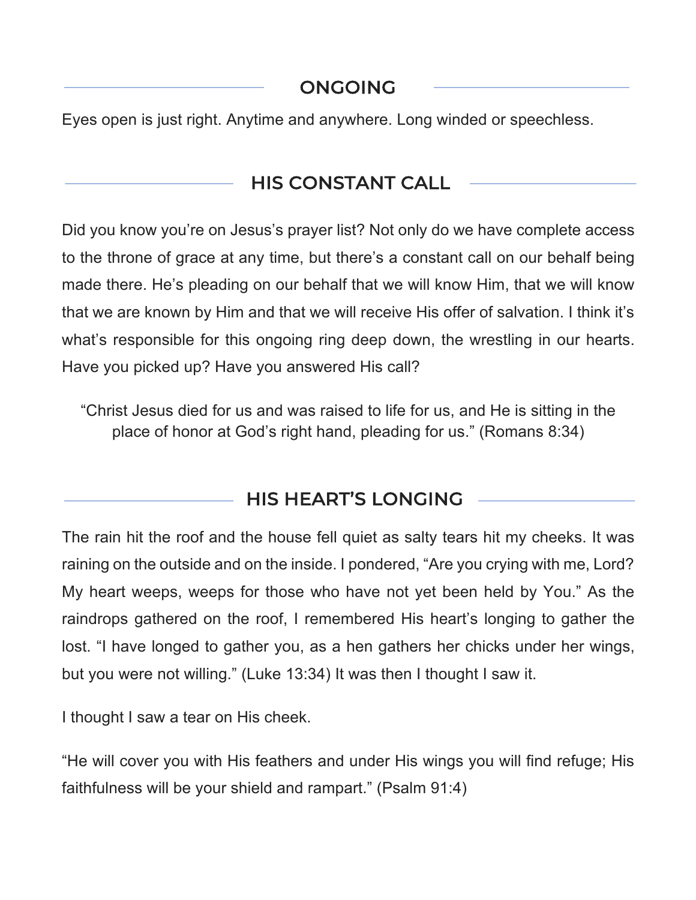## ONGOING

Eyes open is just right. Anytime and anywhere. Long winded or speechless.

## HIS CONSTANT CALL

Did you know you're on Jesus's prayer list? Not only do we have complete access to the throne of grace at any time, but there's a constant call on our behalf being made there. He's pleading on our behalf that we will know Him, that we will know that we are known by Him and that we will receive His offer of salvation. I think it's what's responsible for this ongoing ring deep down, the wrestling in our hearts. Have you picked up? Have you answered His call?

"Christ Jesus died for us and was raised to life for us, and He is sitting in the place of honor at God's right hand, pleading for us." (Romans 8:34)

## HIS HEART'S LONGING

The rain hit the roof and the house fell quiet as salty tears hit my cheeks. It was raining on the outside and on the inside. I pondered, "Are you crying with me, Lord? My heart weeps, weeps for those who have not yet been held by You." As the raindrops gathered on the roof, I remembered His heart's longing to gather the lost. "I have longed to gather you, as a hen gathers her chicks under her wings, but you were not willing." (Luke 13:34) It was then I thought I saw it.

I thought I saw a tear on His cheek.

"He will cover you with His feathers and under His wings you will find refuge; His faithfulness will be your shield and rampart." (Psalm 91:4)